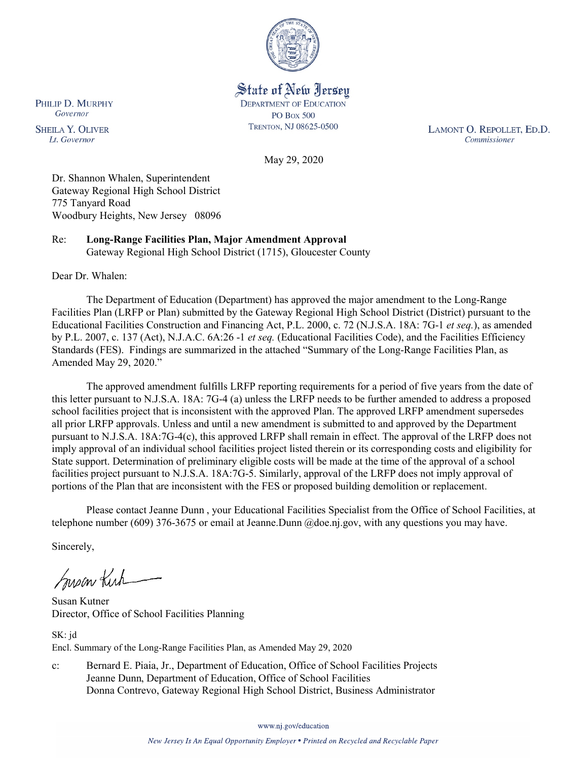State of New Jersey
DEPARTMENT OF EDUCATION
PO Box 500
TRENTON, NJ 08625-0500

PHILIP D. MURPHY
*Governor*

SHEILA Y. OLIVER
*Lt. Governor*

LAMONT O. REPOLLET, ED.D.
*Commissioner*

May 29, 2020

Dr. Shannon Whalen, Superintendent
Gateway Regional High School District
775 Tanyard Road
Woodbury Heights, New Jersey 08096

Re: **Long-Range Facilities Plan, Major Amendment Approval**
Gateway Regional High School District (1715), Gloucester County

Dear Dr. Whalen:

The Department of Education (Department) has approved the major amendment to the Long-Range Facilities Plan (LRFP or Plan) submitted by the Gateway Regional High School District (District) pursuant to the Educational Facilities Construction and Financing Act, P.L. 2000, c. 72 (N.J.S.A. 18A: 7G-1 *et seq.*), as amended by P.L. 2007, c. 137 (Act), N.J.A.C. 6A:26 -1 *et seq.* (Educational Facilities Code), and the Facilities Efficiency Standards (FES). Findings are summarized in the attached "Summary of the Long-Range Facilities Plan, as Amended May 29, 2020."

The approved amendment fulfills LRFP reporting requirements for a period of five years from the date of this letter pursuant to N.J.S.A. 18A: 7G-4 (a) unless the LRFP needs to be further amended to address a proposed school facilities project that is inconsistent with the approved Plan. The approved LRFP amendment supersedes all prior LRFP approvals. Unless and until a new amendment is submitted to and approved by the Department pursuant to N.J.S.A. 18A:7G-4(c), this approved LRFP shall remain in effect. The approval of the LRFP does not imply approval of an individual school facilities project listed therein or its corresponding costs and eligibility for State support. Determination of preliminary eligible costs will be made at the time of the approval of a school facilities project pursuant to N.J.S.A. 18A:7G-5. Similarly, approval of the LRFP does not imply approval of portions of the Plan that are inconsistent with the FES or proposed building demolition or replacement.

Please contact Jeanne Dunn , your Educational Facilities Specialist from the Office of School Facilities, at telephone number (609) 376-3675 or email at Jeanne.Dunn @doe.nj.gov, with any questions you may have.

Sincerely,

Susan Kutner
Director, Office of School Facilities Planning

SK: jd
Encl. Summary of the Long-Range Facilities Plan, as Amended May 29, 2020

c: Bernard E. Piaia, Jr., Department of Education, Office of School Facilities Projects
Jeanne Dunn, Department of Education, Office of School Facilities
Donna Contrevo, Gateway Regional High School District, Business Administrator

www.nj.gov/education

*New Jersey Is An Equal Opportunity Employer • Printed on Recycled and Recyclable Paper*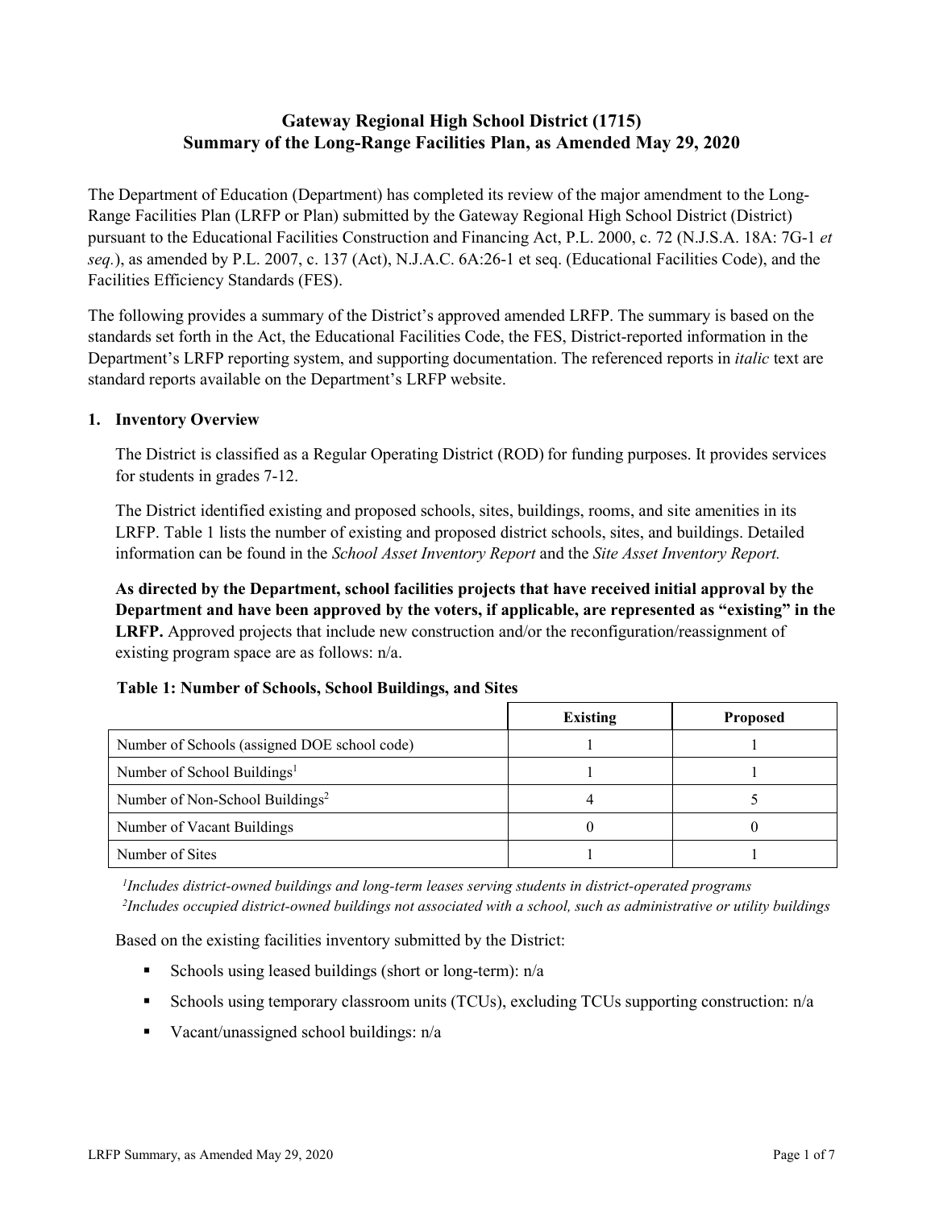# Gateway Regional High School District (1715)
# Summary of the Long-Range Facilities Plan, as Amended May 29, 2020

The Department of Education (Department) has completed its review of the major amendment to the Long-Range Facilities Plan (LRFP or Plan) submitted by the Gateway Regional High School District (District) pursuant to the Educational Facilities Construction and Financing Act, P.L. 2000, c. 72 (N.J.S.A. 18A: 7G-1 *et seq.*), as amended by P.L. 2007, c. 137 (Act), N.J.A.C. 6A:26-1 et seq. (Educational Facilities Code), and the Facilities Efficiency Standards (FES).

The following provides a summary of the District's approved amended LRFP. The summary is based on the standards set forth in the Act, the Educational Facilities Code, the FES, District-reported information in the Department's LRFP reporting system, and supporting documentation. The referenced reports in *italic* text are standard reports available on the Department's LRFP website.

## 1. Inventory Overview

The District is classified as a Regular Operating District (ROD) for funding purposes. It provides services for students in grades 7-12.

The District identified existing and proposed schools, sites, buildings, rooms, and site amenities in its LRFP. Table 1 lists the number of existing and proposed district schools, sites, and buildings. Detailed information can be found in the *School Asset Inventory Report* and the *Site Asset Inventory Report.*

**As directed by the Department, school facilities projects that have received initial approval by the Department and have been approved by the voters, if applicable, are represented as "existing" in the LRFP.** Approved projects that include new construction and/or the reconfiguration/reassignment of existing program space are as follows: n/a.

**Table 1: Number of Schools, School Buildings, and Sites**

| | Existing | Proposed |
|---|---|---|
| Number of Schools (assigned DOE school code) | 1 | 1 |
| Number of School Buildings[1] | 1 | 1 |
| Number of Non-School Buildings[2] | 4 | 5 |
| Number of Vacant Buildings | 0 | 0 |
| Number of Sites | 1 | 1 |

*[1]Includes district-owned buildings and long-term leases serving students in district-operated programs*
*[2]Includes occupied district-owned buildings not associated with a school, such as administrative or utility buildings*

Based on the existing facilities inventory submitted by the District:

- Schools using leased buildings (short or long-term): n/a
- Schools using temporary classroom units (TCUs), excluding TCUs supporting construction: n/a
- Vacant/unassigned school buildings: n/a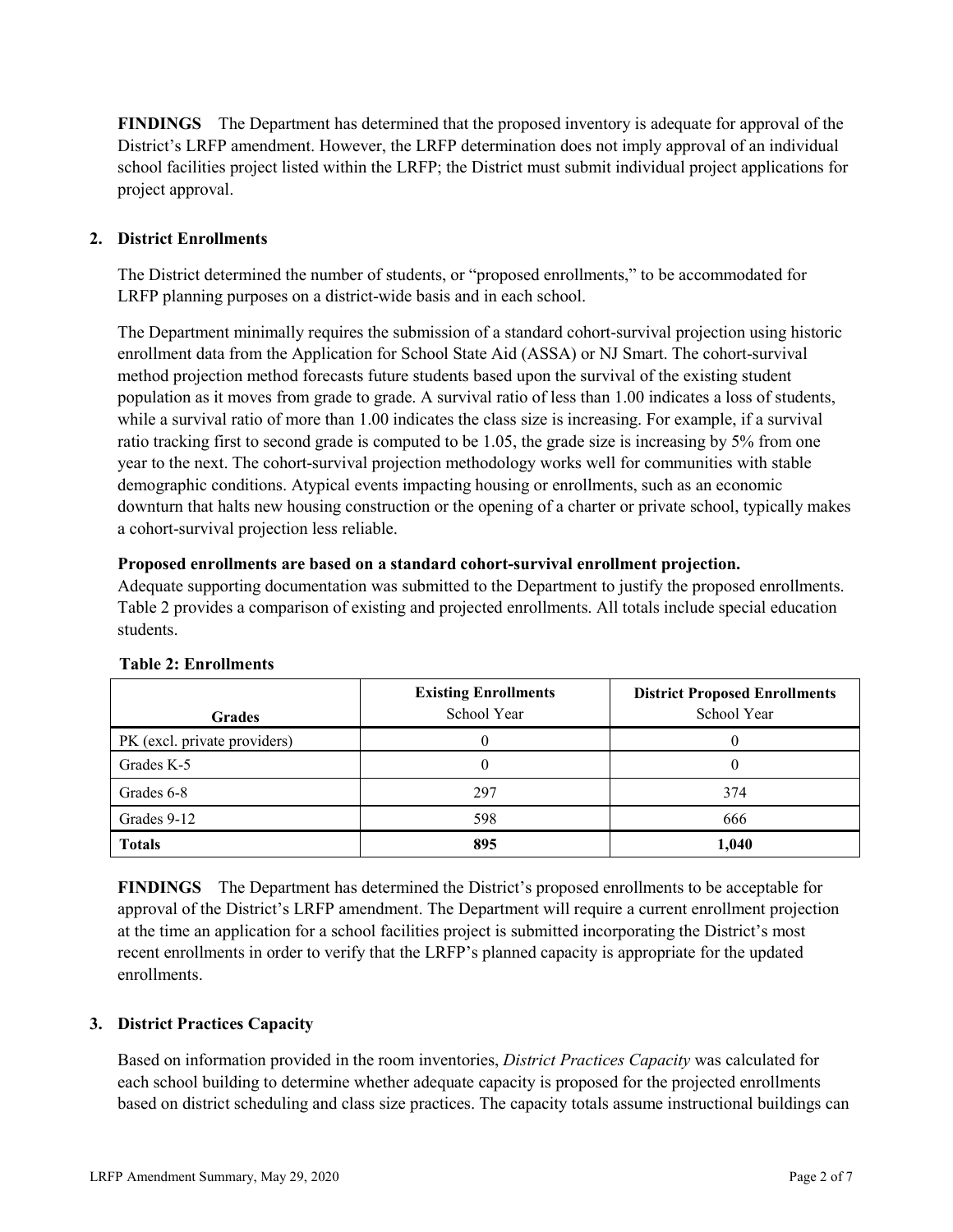**FINDINGS** The Department has determined that the proposed inventory is adequate for approval of the District's LRFP amendment. However, the LRFP determination does not imply approval of an individual school facilities project listed within the LRFP; the District must submit individual project applications for project approval.

## 2. District Enrollments

The District determined the number of students, or "proposed enrollments," to be accommodated for LRFP planning purposes on a district-wide basis and in each school.

The Department minimally requires the submission of a standard cohort-survival projection using historic enrollment data from the Application for School State Aid (ASSA) or NJ Smart. The cohort-survival method projection method forecasts future students based upon the survival of the existing student population as it moves from grade to grade. A survival ratio of less than 1.00 indicates a loss of students, while a survival ratio of more than 1.00 indicates the class size is increasing. For example, if a survival ratio tracking first to second grade is computed to be 1.05, the grade size is increasing by 5% from one year to the next. The cohort-survival projection methodology works well for communities with stable demographic conditions. Atypical events impacting housing or enrollments, such as an economic downturn that halts new housing construction or the opening of a charter or private school, typically makes a cohort-survival projection less reliable.

**Proposed enrollments are based on a standard cohort-survival enrollment projection.**
Adequate supporting documentation was submitted to the Department to justify the proposed enrollments. Table 2 provides a comparison of existing and projected enrollments. All totals include special education students.

**Table 2: Enrollments**

| Grades | Existing Enrollments School Year | District Proposed Enrollments School Year |
|---|---|---|
| PK (excl. private providers) | 0 | 0 |
| Grades K-5 | 0 | 0 |
| Grades 6-8 | 297 | 374 |
| Grades 9-12 | 598 | 666 |
| **Totals** | **895** | **1,040** |

**FINDINGS** The Department has determined the District's proposed enrollments to be acceptable for approval of the District's LRFP amendment. The Department will require a current enrollment projection at the time an application for a school facilities project is submitted incorporating the District's most recent enrollments in order to verify that the LRFP's planned capacity is appropriate for the updated enrollments.

## 3. District Practices Capacity

Based on information provided in the room inventories, *District Practices Capacity* was calculated for each school building to determine whether adequate capacity is proposed for the projected enrollments based on district scheduling and class size practices. The capacity totals assume instructional buildings can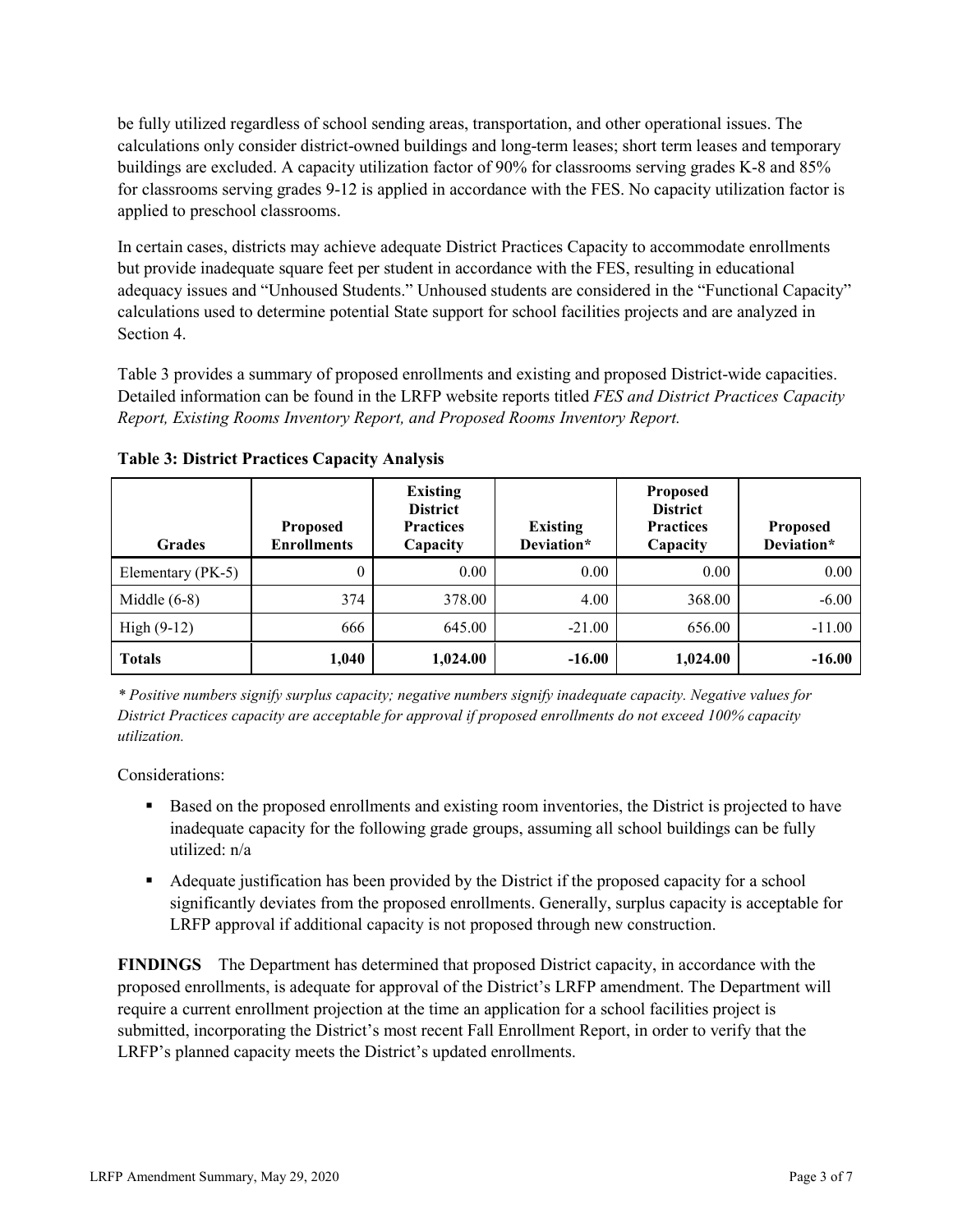be fully utilized regardless of school sending areas, transportation, and other operational issues. The calculations only consider district-owned buildings and long-term leases; short term leases and temporary buildings are excluded. A capacity utilization factor of 90% for classrooms serving grades K-8 and 85% for classrooms serving grades 9-12 is applied in accordance with the FES. No capacity utilization factor is applied to preschool classrooms.

In certain cases, districts may achieve adequate District Practices Capacity to accommodate enrollments but provide inadequate square feet per student in accordance with the FES, resulting in educational adequacy issues and "Unhoused Students." Unhoused students are considered in the "Functional Capacity" calculations used to determine potential State support for school facilities projects and are analyzed in Section 4.

Table 3 provides a summary of proposed enrollments and existing and proposed District-wide capacities. Detailed information can be found in the LRFP website reports titled *FES and District Practices Capacity Report, Existing Rooms Inventory Report, and Proposed Rooms Inventory Report.*

**Table 3: District Practices Capacity Analysis**

| Grades | Proposed Enrollments | Existing District Practices Capacity | Existing Deviation* | Proposed District Practices Capacity | Proposed Deviation* |
|---|---|---|---|---|---|
| Elementary (PK-5) | 0 | 0.00 | 0.00 | 0.00 | 0.00 |
| Middle (6-8) | 374 | 378.00 | 4.00 | 368.00 | -6.00 |
| High (9-12) | 666 | 645.00 | -21.00 | 656.00 | -11.00 |
| **Totals** | **1,040** | **1,024.00** | **-16.00** | **1,024.00** | **-16.00** |

*\* Positive numbers signify surplus capacity; negative numbers signify inadequate capacity. Negative values for District Practices capacity are acceptable for approval if proposed enrollments do not exceed 100% capacity utilization.*

Considerations:

- Based on the proposed enrollments and existing room inventories, the District is projected to have inadequate capacity for the following grade groups, assuming all school buildings can be fully utilized: n/a
- Adequate justification has been provided by the District if the proposed capacity for a school significantly deviates from the proposed enrollments. Generally, surplus capacity is acceptable for LRFP approval if additional capacity is not proposed through new construction.

**FINDINGS** The Department has determined that proposed District capacity, in accordance with the proposed enrollments, is adequate for approval of the District's LRFP amendment. The Department will require a current enrollment projection at the time an application for a school facilities project is submitted, incorporating the District's most recent Fall Enrollment Report, in order to verify that the LRFP's planned capacity meets the District's updated enrollments.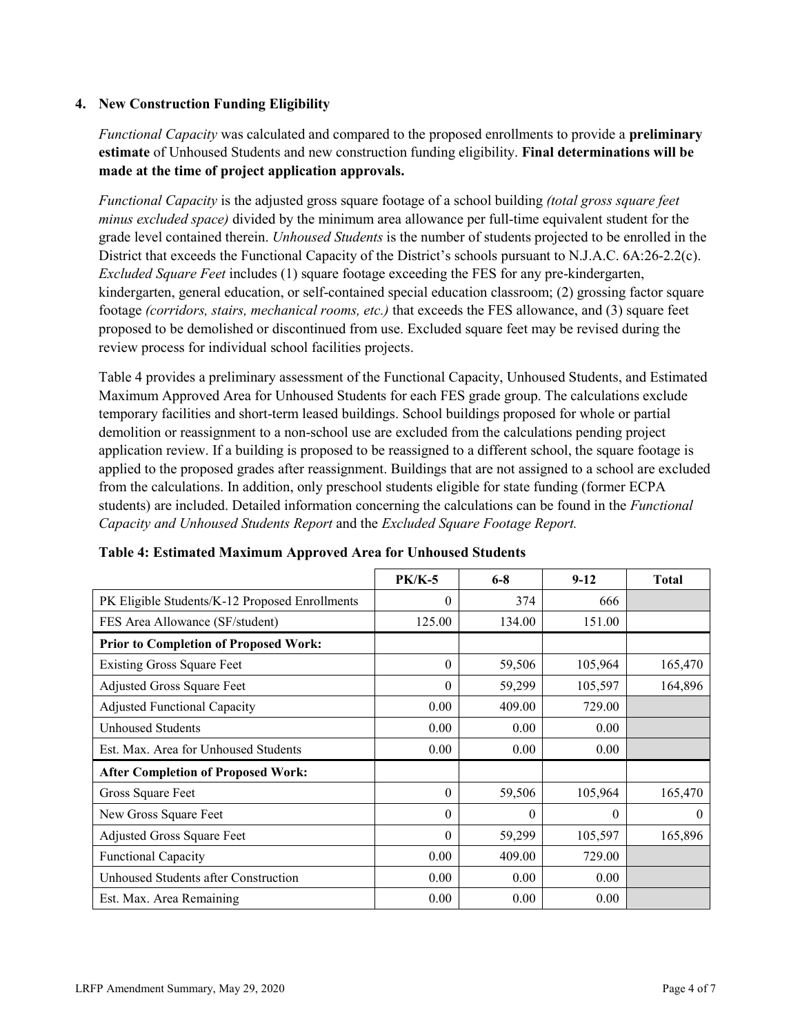### 4. New Construction Funding Eligibility

*Functional Capacity* was calculated and compared to the proposed enrollments to provide a **preliminary estimate** of Unhoused Students and new construction funding eligibility. **Final determinations will be made at the time of project application approvals.**

*Functional Capacity* is the adjusted gross square footage of a school building *(total gross square feet minus excluded space)* divided by the minimum area allowance per full-time equivalent student for the grade level contained therein. *Unhoused Students* is the number of students projected to be enrolled in the District that exceeds the Functional Capacity of the District's schools pursuant to N.J.A.C. 6A:26-2.2(c). *Excluded Square Feet* includes (1) square footage exceeding the FES for any pre-kindergarten, kindergarten, general education, or self-contained special education classroom; (2) grossing factor square footage *(corridors, stairs, mechanical rooms, etc.)* that exceeds the FES allowance, and (3) square feet proposed to be demolished or discontinued from use. Excluded square feet may be revised during the review process for individual school facilities projects.

Table 4 provides a preliminary assessment of the Functional Capacity, Unhoused Students, and Estimated Maximum Approved Area for Unhoused Students for each FES grade group. The calculations exclude temporary facilities and short-term leased buildings. School buildings proposed for whole or partial demolition or reassignment to a non-school use are excluded from the calculations pending project application review. If a building is proposed to be reassigned to a different school, the square footage is applied to the proposed grades after reassignment. Buildings that are not assigned to a school are excluded from the calculations. In addition, only preschool students eligible for state funding (former ECPA students) are included. Detailed information concerning the calculations can be found in the *Functional Capacity and Unhoused Students Report* and the *Excluded Square Footage Report.*

**Table 4: Estimated Maximum Approved Area for Unhoused Students**

| | PK/K-5 | 6-8 | 9-12 | Total |
|---|---|---|---|---|
| PK Eligible Students/K-12 Proposed Enrollments | 0 | 374 | 666 | |
| FES Area Allowance (SF/student) | 125.00 | 134.00 | 151.00 | |
| **Prior to Completion of Proposed Work:** | | | | |
| Existing Gross Square Feet | 0 | 59,506 | 105,964 | 165,470 |
| Adjusted Gross Square Feet | 0 | 59,299 | 105,597 | 164,896 |
| Adjusted Functional Capacity | 0.00 | 409.00 | 729.00 | |
| Unhoused Students | 0.00 | 0.00 | 0.00 | |
| Est. Max. Area for Unhoused Students | 0.00 | 0.00 | 0.00 | |
| **After Completion of Proposed Work:** | | | | |
| Gross Square Feet | 0 | 59,506 | 105,964 | 165,470 |
| New Gross Square Feet | 0 | 0 | 0 | 0 |
| Adjusted Gross Square Feet | 0 | 59,299 | 105,597 | 165,896 |
| Functional Capacity | 0.00 | 409.00 | 729.00 | |
| Unhoused Students after Construction | 0.00 | 0.00 | 0.00 | |
| Est. Max. Area Remaining | 0.00 | 0.00 | 0.00 | |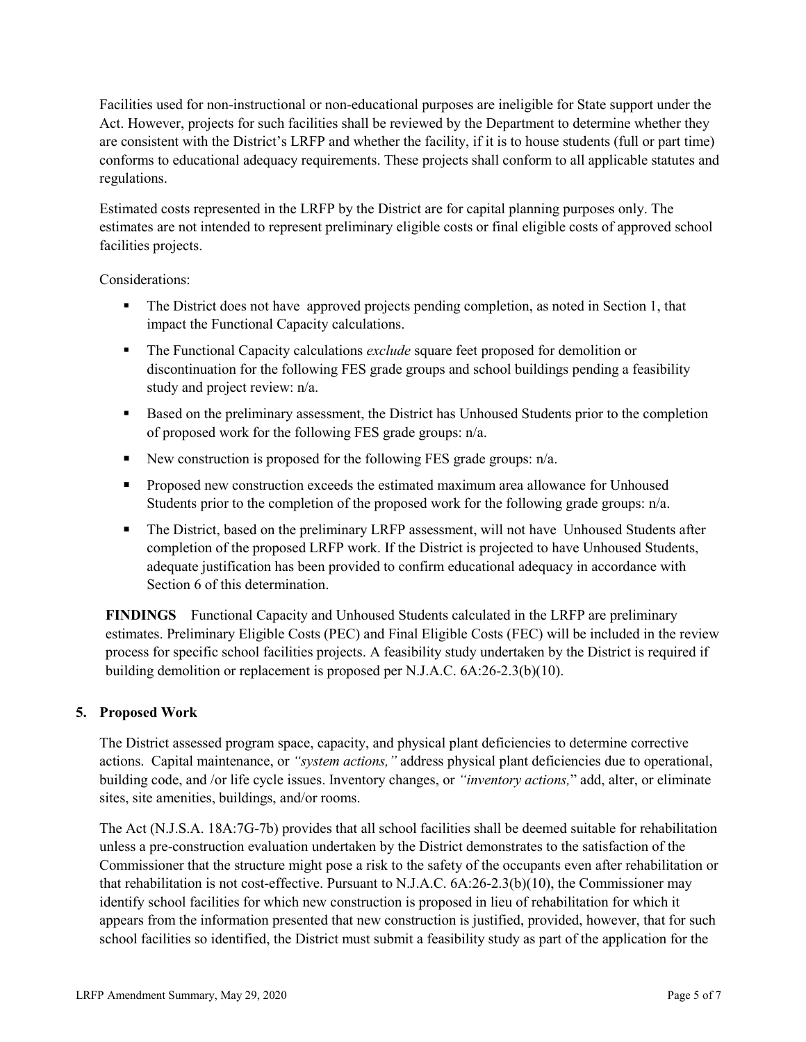Facilities used for non-instructional or non-educational purposes are ineligible for State support under the Act. However, projects for such facilities shall be reviewed by the Department to determine whether they are consistent with the District's LRFP and whether the facility, if it is to house students (full or part time) conforms to educational adequacy requirements. These projects shall conform to all applicable statutes and regulations.

Estimated costs represented in the LRFP by the District are for capital planning purposes only. The estimates are not intended to represent preliminary eligible costs or final eligible costs of approved school facilities projects.

Considerations:

- The District does not have approved projects pending completion, as noted in Section 1, that impact the Functional Capacity calculations.
- The Functional Capacity calculations *exclude* square feet proposed for demolition or discontinuation for the following FES grade groups and school buildings pending a feasibility study and project review: n/a.
- Based on the preliminary assessment, the District has Unhoused Students prior to the completion of proposed work for the following FES grade groups: n/a.
- New construction is proposed for the following FES grade groups: n/a.
- Proposed new construction exceeds the estimated maximum area allowance for Unhoused Students prior to the completion of the proposed work for the following grade groups: n/a.
- The District, based on the preliminary LRFP assessment, will not have Unhoused Students after completion of the proposed LRFP work. If the District is projected to have Unhoused Students, adequate justification has been provided to confirm educational adequacy in accordance with Section 6 of this determination.

**FINDINGS** Functional Capacity and Unhoused Students calculated in the LRFP are preliminary estimates. Preliminary Eligible Costs (PEC) and Final Eligible Costs (FEC) will be included in the review process for specific school facilities projects. A feasibility study undertaken by the District is required if building demolition or replacement is proposed per N.J.A.C. 6A:26-2.3(b)(10).

## 5. Proposed Work

The District assessed program space, capacity, and physical plant deficiencies to determine corrective actions. Capital maintenance, or *"system actions,"* address physical plant deficiencies due to operational, building code, and /or life cycle issues. Inventory changes, or *"inventory actions,"* add, alter, or eliminate sites, site amenities, buildings, and/or rooms.

The Act (N.J.S.A. 18A:7G-7b) provides that all school facilities shall be deemed suitable for rehabilitation unless a pre-construction evaluation undertaken by the District demonstrates to the satisfaction of the Commissioner that the structure might pose a risk to the safety of the occupants even after rehabilitation or that rehabilitation is not cost-effective. Pursuant to N.J.A.C. 6A:26-2.3(b)(10), the Commissioner may identify school facilities for which new construction is proposed in lieu of rehabilitation for which it appears from the information presented that new construction is justified, provided, however, that for such school facilities so identified, the District must submit a feasibility study as part of the application for the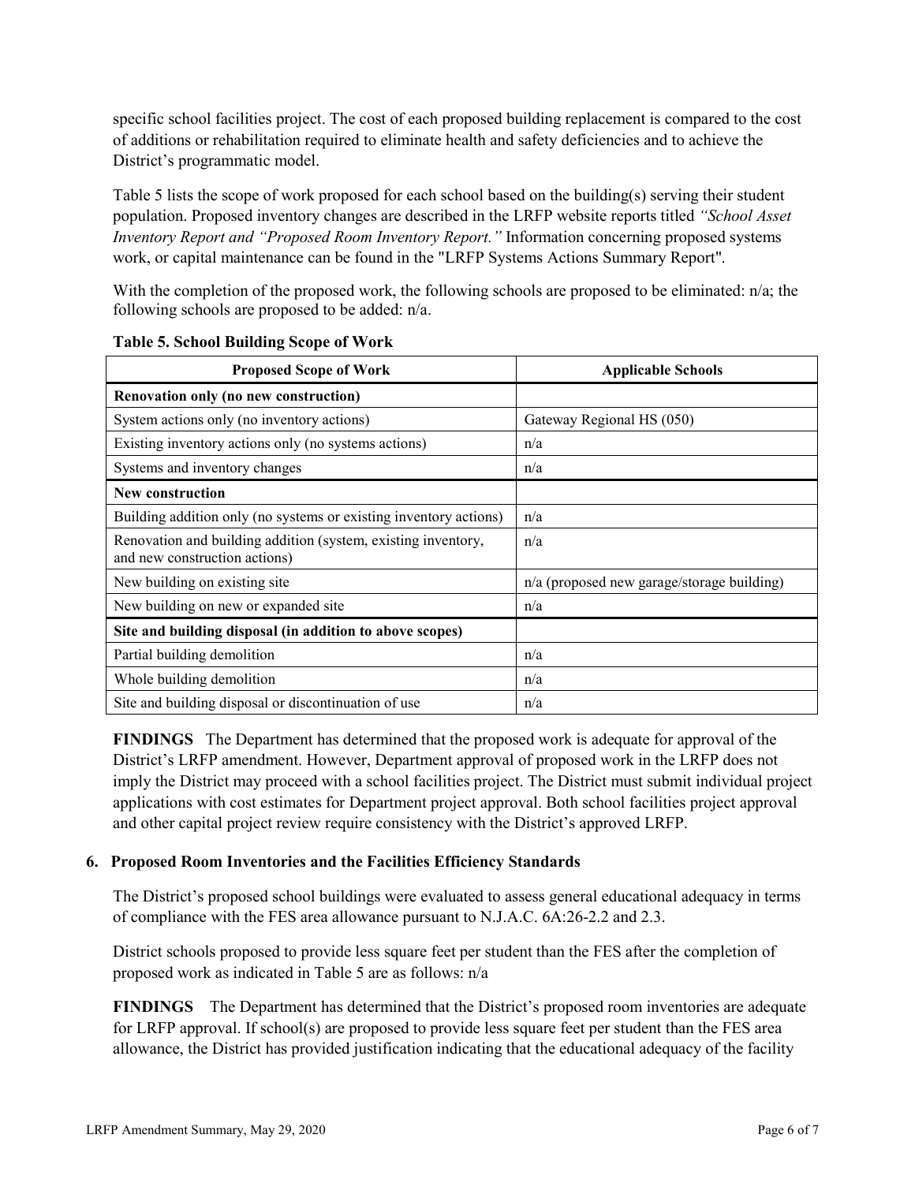specific school facilities project. The cost of each proposed building replacement is compared to the cost of additions or rehabilitation required to eliminate health and safety deficiencies and to achieve the District's programmatic model.

Table 5 lists the scope of work proposed for each school based on the building(s) serving their student population. Proposed inventory changes are described in the LRFP website reports titled *"School Asset Inventory Report and "Proposed Room Inventory Report."* Information concerning proposed systems work, or capital maintenance can be found in the "LRFP Systems Actions Summary Report".

With the completion of the proposed work, the following schools are proposed to be eliminated: n/a; the following schools are proposed to be added: n/a.

**Table 5. School Building Scope of Work**

| Proposed Scope of Work | Applicable Schools |
|---|---|
| **Renovation only (no new construction)** | |
| System actions only (no inventory actions) | Gateway Regional HS (050) |
| Existing inventory actions only (no systems actions) | n/a |
| Systems and inventory changes | n/a |
| **New construction** | |
| Building addition only (no systems or existing inventory actions) | n/a |
| Renovation and building addition (system, existing inventory, and new construction actions) | n/a |
| New building on existing site | n/a (proposed new garage/storage building) |
| New building on new or expanded site | n/a |
| **Site and building disposal (in addition to above scopes)** | |
| Partial building demolition | n/a |
| Whole building demolition | n/a |
| Site and building disposal or discontinuation of use | n/a |

**FINDINGS** The Department has determined that the proposed work is adequate for approval of the District's LRFP amendment. However, Department approval of proposed work in the LRFP does not imply the District may proceed with a school facilities project. The District must submit individual project applications with cost estimates for Department project approval. Both school facilities project approval and other capital project review require consistency with the District's approved LRFP.

### 6. Proposed Room Inventories and the Facilities Efficiency Standards

The District's proposed school buildings were evaluated to assess general educational adequacy in terms of compliance with the FES area allowance pursuant to N.J.A.C. 6A:26-2.2 and 2.3.

District schools proposed to provide less square feet per student than the FES after the completion of proposed work as indicated in Table 5 are as follows: n/a

**FINDINGS** The Department has determined that the District's proposed room inventories are adequate for LRFP approval. If school(s) are proposed to provide less square feet per student than the FES area allowance, the District has provided justification indicating that the educational adequacy of the facility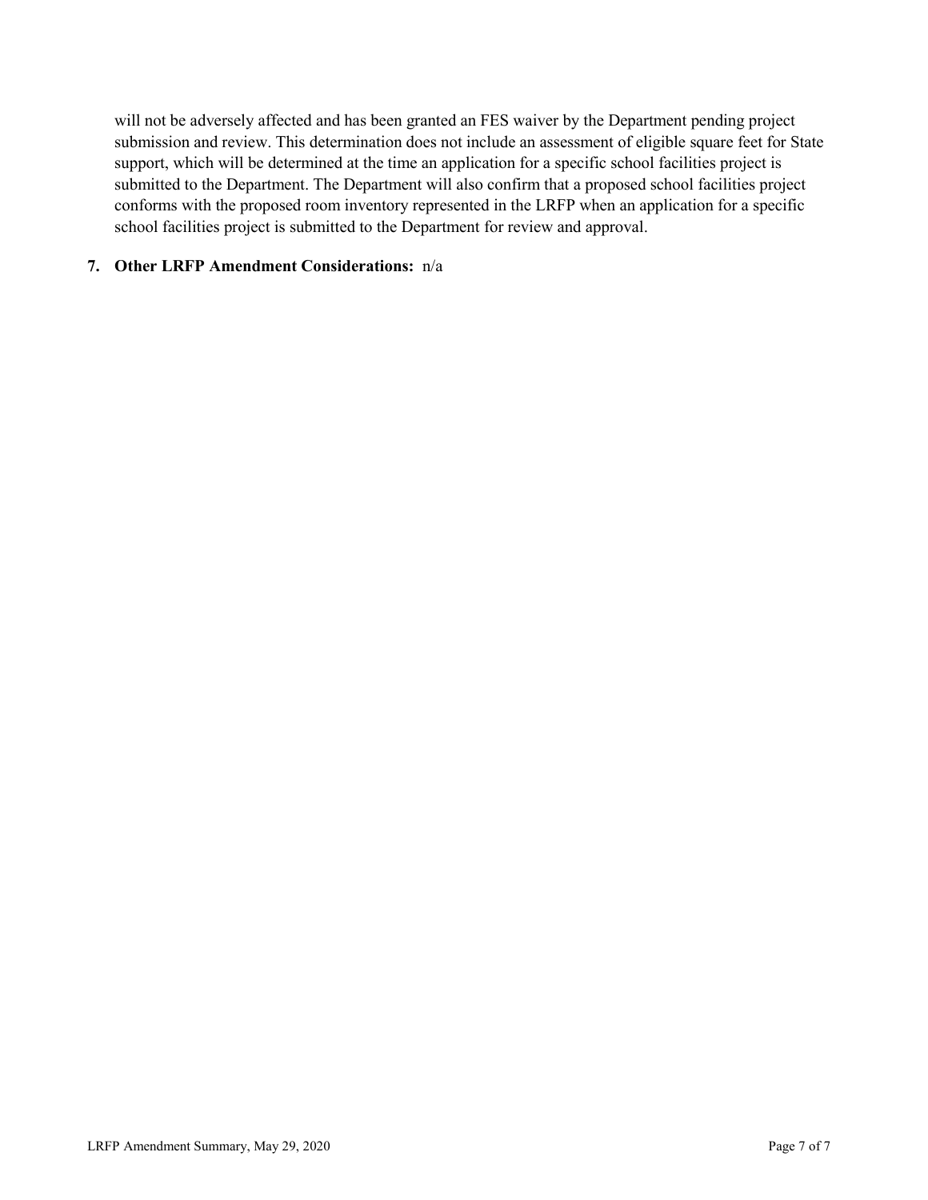will not be adversely affected and has been granted an FES waiver by the Department pending project submission and review. This determination does not include an assessment of eligible square feet for State support, which will be determined at the time an application for a specific school facilities project is submitted to the Department. The Department will also confirm that a proposed school facilities project conforms with the proposed room inventory represented in the LRFP when an application for a specific school facilities project is submitted to the Department for review and approval.

7. **Other LRFP Amendment Considerations:** n/a